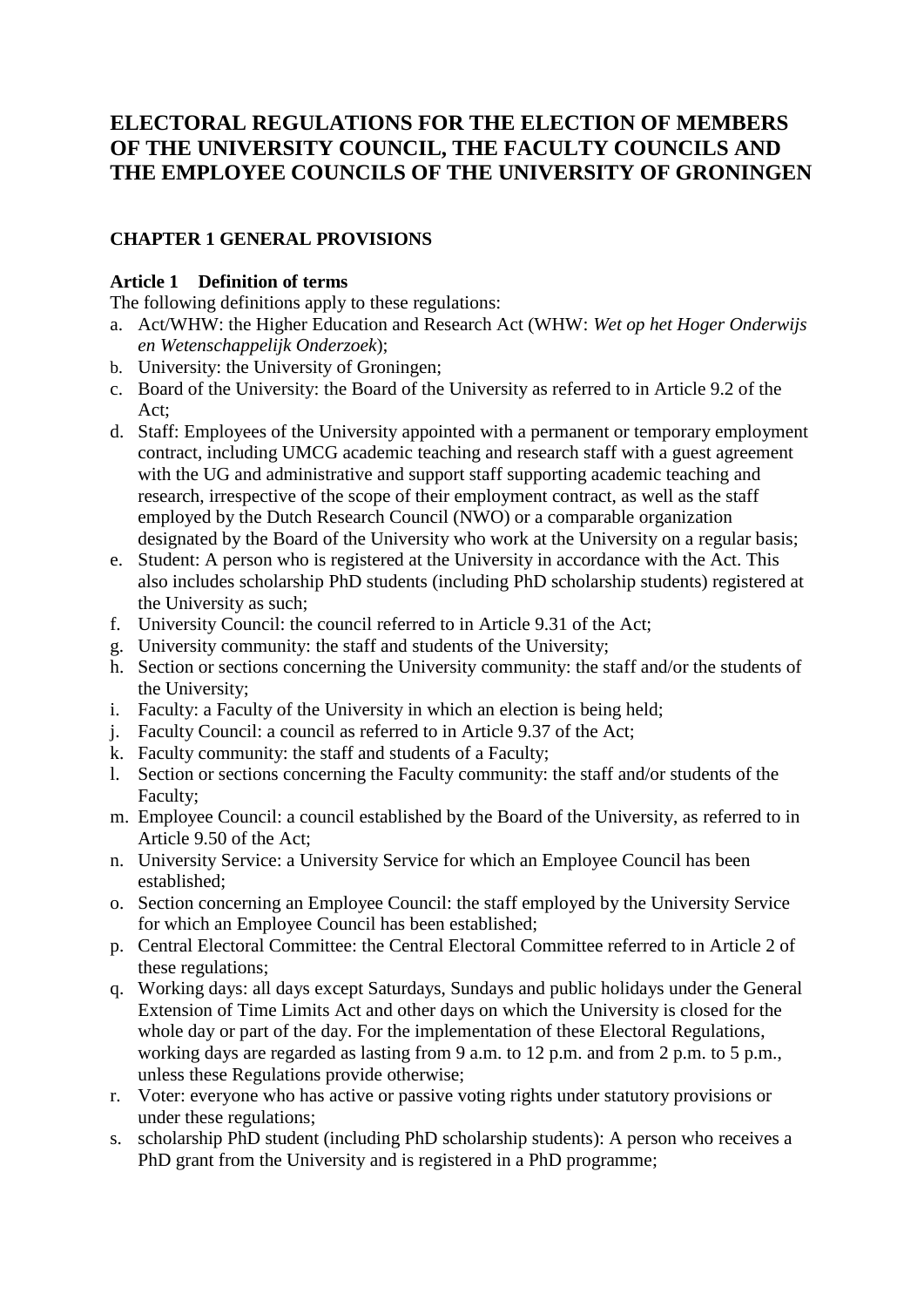# ELECTORAL REGULATIONS FOR THE ELECTION OF MEMBERS OF THE UNIVERSITY COUNCIL, THE FACULTY COUNCILS AND THE EMPLOYEE COUNCILS OF THE UNIVERSITY OF GRONINGEN

## CHAPTER 1 GENERAL PROVISIONS

### Article 1 Definition of terms

The following definitions apply to these regulations:

a. Act/WHW: the Higher Education and Research Act (WHW: *Wet op het Hoger Onderwijs en Wetenschappelijk Onderzoek*);
b. University: the University of Groningen;
c. Board of the University: the Board of the University as referred to in Article 9.2 of the Act;
d. Staff: Employees of the University appointed with a permanent or temporary employment contract, including UMCG academic teaching and research staff with a guest agreement with the UG and administrative and support staff supporting academic teaching and research, irrespective of the scope of their employment contract, as well as the staff employed by the Dutch Research Council (NWO) or a comparable organization designated by the Board of the University who work at the University on a regular basis;
e. Student: A person who is registered at the University in accordance with the Act. This also includes scholarship PhD students (including PhD scholarship students) registered at the University as such;
f. University Council: the council referred to in Article 9.31 of the Act;
g. University community: the staff and students of the University;
h. Section or sections concerning the University community: the staff and/or the students of the University;
i. Faculty: a Faculty of the University in which an election is being held;
j. Faculty Council: a council as referred to in Article 9.37 of the Act;
k. Faculty community: the staff and students of a Faculty;
l. Section or sections concerning the Faculty community: the staff and/or students of the Faculty;
m. Employee Council: a council established by the Board of the University, as referred to in Article 9.50 of the Act;
n. University Service: a University Service for which an Employee Council has been established;
o. Section concerning an Employee Council: the staff employed by the University Service for which an Employee Council has been established;
p. Central Electoral Committee: the Central Electoral Committee referred to in Article 2 of these regulations;
q. Working days: all days except Saturdays, Sundays and public holidays under the General Extension of Time Limits Act and other days on which the University is closed for the whole day or part of the day. For the implementation of these Electoral Regulations, working days are regarded as lasting from 9 a.m. to 12 p.m. and from 2 p.m. to 5 p.m., unless these Regulations provide otherwise;
r. Voter: everyone who has active or passive voting rights under statutory provisions or under these regulations;
s. scholarship PhD student (including PhD scholarship students): A person who receives a PhD grant from the University and is registered in a PhD programme;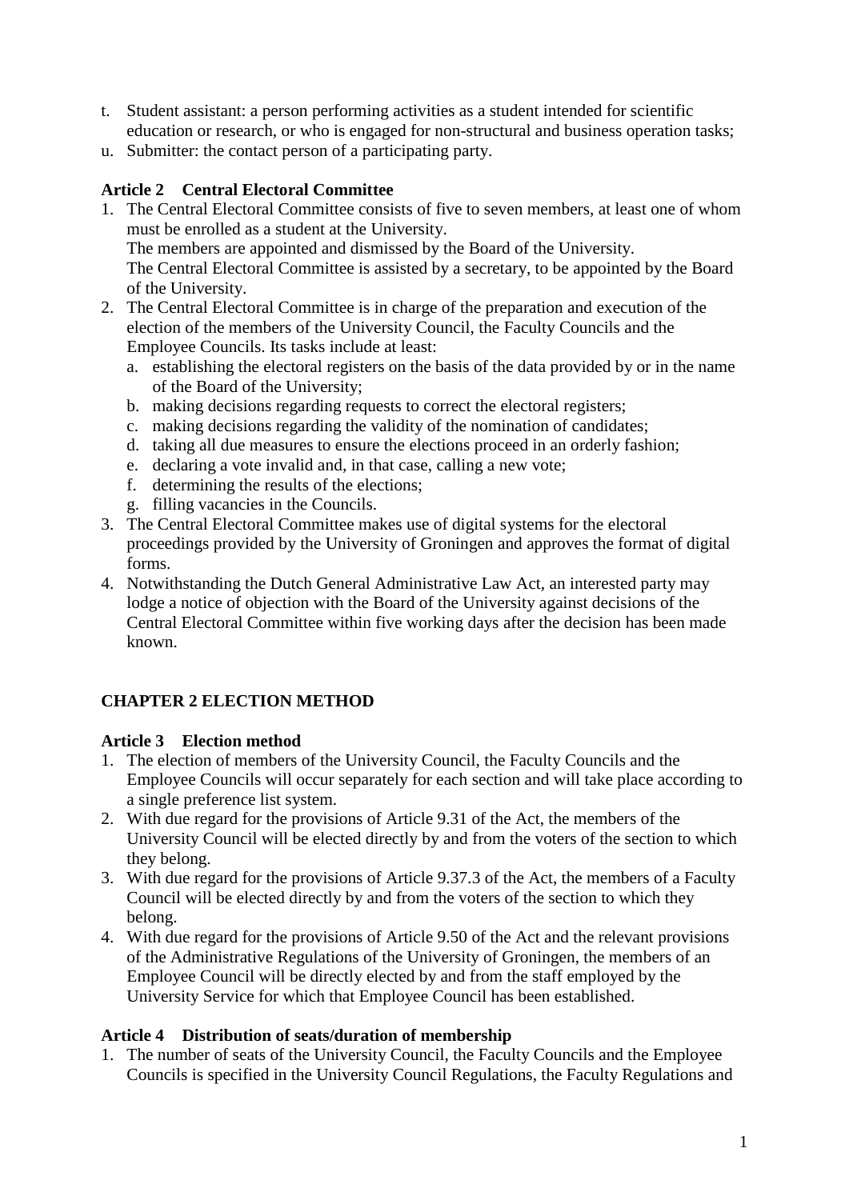t. Student assistant: a person performing activities as a student intended for scientific education or research, or who is engaged for non-structural and business operation tasks;
u. Submitter: the contact person of a participating party.

**Article 2 Central Electoral Committee**

1. The Central Electoral Committee consists of five to seven members, at least one of whom must be enrolled as a student at the University.
   The members are appointed and dismissed by the Board of the University.
   The Central Electoral Committee is assisted by a secretary, to be appointed by the Board of the University.
2. The Central Electoral Committee is in charge of the preparation and execution of the election of the members of the University Council, the Faculty Councils and the Employee Councils. Its tasks include at least:
   a. establishing the electoral registers on the basis of the data provided by or in the name of the Board of the University;
   b. making decisions regarding requests to correct the electoral registers;
   c. making decisions regarding the validity of the nomination of candidates;
   d. taking all due measures to ensure the elections proceed in an orderly fashion;
   e. declaring a vote invalid and, in that case, calling a new vote;
   f. determining the results of the elections;
   g. filling vacancies in the Councils.
3. The Central Electoral Committee makes use of digital systems for the electoral proceedings provided by the University of Groningen and approves the format of digital forms.
4. Notwithstanding the Dutch General Administrative Law Act, an interested party may lodge a notice of objection with the Board of the University against decisions of the Central Electoral Committee within five working days after the decision has been made known.

## CHAPTER 2 ELECTION METHOD

**Article 3 Election method**

1. The election of members of the University Council, the Faculty Councils and the Employee Councils will occur separately for each section and will take place according to a single preference list system.
2. With due regard for the provisions of Article 9.31 of the Act, the members of the University Council will be elected directly by and from the voters of the section to which they belong.
3. With due regard for the provisions of Article 9.37.3 of the Act, the members of a Faculty Council will be elected directly by and from the voters of the section to which they belong.
4. With due regard for the provisions of Article 9.50 of the Act and the relevant provisions of the Administrative Regulations of the University of Groningen, the members of an Employee Council will be directly elected by and from the staff employed by the University Service for which that Employee Council has been established.

**Article 4 Distribution of seats/duration of membership**

1. The number of seats of the University Council, the Faculty Councils and the Employee Councils is specified in the University Council Regulations, the Faculty Regulations and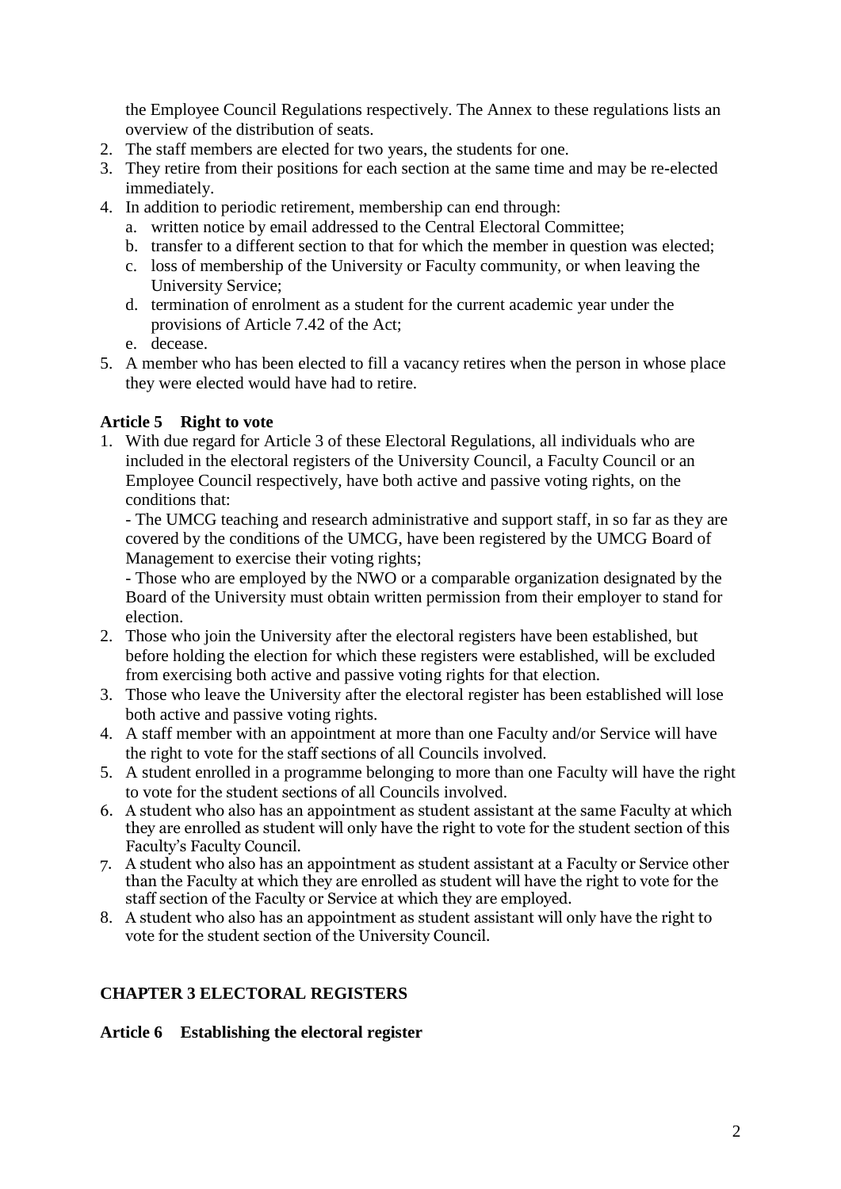the Employee Council Regulations respectively. The Annex to these regulations lists an overview of the distribution of seats.

2. The staff members are elected for two years, the students for one.
3. They retire from their positions for each section at the same time and may be re-elected immediately.
4. In addition to periodic retirement, membership can end through:
   a. written notice by email addressed to the Central Electoral Committee;
   b. transfer to a different section to that for which the member in question was elected;
   c. loss of membership of the University or Faculty community, or when leaving the University Service;
   d. termination of enrolment as a student for the current academic year under the provisions of Article 7.42 of the Act;
   e. decease.
5. A member who has been elected to fill a vacancy retires when the person in whose place they were elected would have had to retire.

**Article 5 Right to vote**

1. With due regard for Article 3 of these Electoral Regulations, all individuals who are included in the electoral registers of the University Council, a Faculty Council or an Employee Council respectively, have both active and passive voting rights, on the conditions that:

   - The UMCG teaching and research administrative and support staff, in so far as they are covered by the conditions of the UMCG, have been registered by the UMCG Board of Management to exercise their voting rights;

   - Those who are employed by the NWO or a comparable organization designated by the Board of the University must obtain written permission from their employer to stand for election.
2. Those who join the University after the electoral registers have been established, but before holding the election for which these registers were established, will be excluded from exercising both active and passive voting rights for that election.
3. Those who leave the University after the electoral register has been established will lose both active and passive voting rights.
4. A staff member with an appointment at more than one Faculty and/or Service will have the right to vote for the staff sections of all Councils involved.
5. A student enrolled in a programme belonging to more than one Faculty will have the right to vote for the student sections of all Councils involved.
6. A student who also has an appointment as student assistant at the same Faculty at which they are enrolled as student will only have the right to vote for the student section of this Faculty's Faculty Council.
7. A student who also has an appointment as student assistant at a Faculty or Service other than the Faculty at which they are enrolled as student will have the right to vote for the staff section of the Faculty or Service at which they are employed.
8. A student who also has an appointment as student assistant will only have the right to vote for the student section of the University Council.

## CHAPTER 3 ELECTORAL REGISTERS

**Article 6 Establishing the electoral register**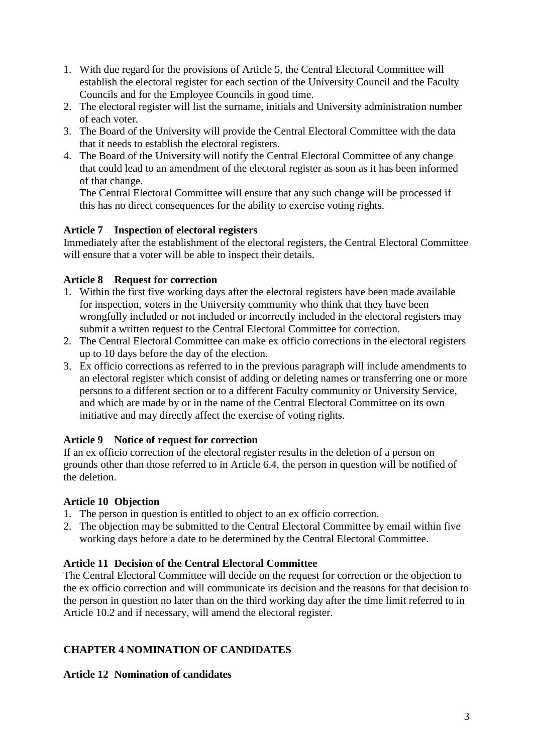1. With due regard for the provisions of Article 5, the Central Electoral Committee will establish the electoral register for each section of the University Council and the Faculty Councils and for the Employee Councils in good time.
2. The electoral register will list the surname, initials and University administration number of each voter.
3. The Board of the University will provide the Central Electoral Committee with the data that it needs to establish the electoral registers.
4. The Board of the University will notify the Central Electoral Committee of any change that could lead to an amendment of the electoral register as soon as it has been informed of that change.
   The Central Electoral Committee will ensure that any such change will be processed if this has no direct consequences for the ability to exercise voting rights.

**Article 7 Inspection of electoral registers**

Immediately after the establishment of the electoral registers, the Central Electoral Committee will ensure that a voter will be able to inspect their details.

**Article 8 Request for correction**

1. Within the first five working days after the electoral registers have been made available for inspection, voters in the University community who think that they have been wrongfully included or not included or incorrectly included in the electoral registers may submit a written request to the Central Electoral Committee for correction.
2. The Central Electoral Committee can make ex officio corrections in the electoral registers up to 10 days before the day of the election.
3. Ex officio corrections as referred to in the previous paragraph will include amendments to an electoral register which consist of adding or deleting names or transferring one or more persons to a different section or to a different Faculty community or University Service, and which are made by or in the name of the Central Electoral Committee on its own initiative and may directly affect the exercise of voting rights.

**Article 9 Notice of request for correction**

If an ex officio correction of the electoral register results in the deletion of a person on grounds other than those referred to in Article 6.4, the person in question will be notified of the deletion.

**Article 10 Objection**

1. The person in question is entitled to object to an ex officio correction.
2. The objection may be submitted to the Central Electoral Committee by email within five working days before a date to be determined by the Central Electoral Committee.

**Article 11 Decision of the Central Electoral Committee**

The Central Electoral Committee will decide on the request for correction or the objection to the ex officio correction and will communicate its decision and the reasons for that decision to the person in question no later than on the third working day after the time limit referred to in Article 10.2 and if necessary, will amend the electoral register.

## CHAPTER 4 NOMINATION OF CANDIDATES

**Article 12 Nomination of candidates**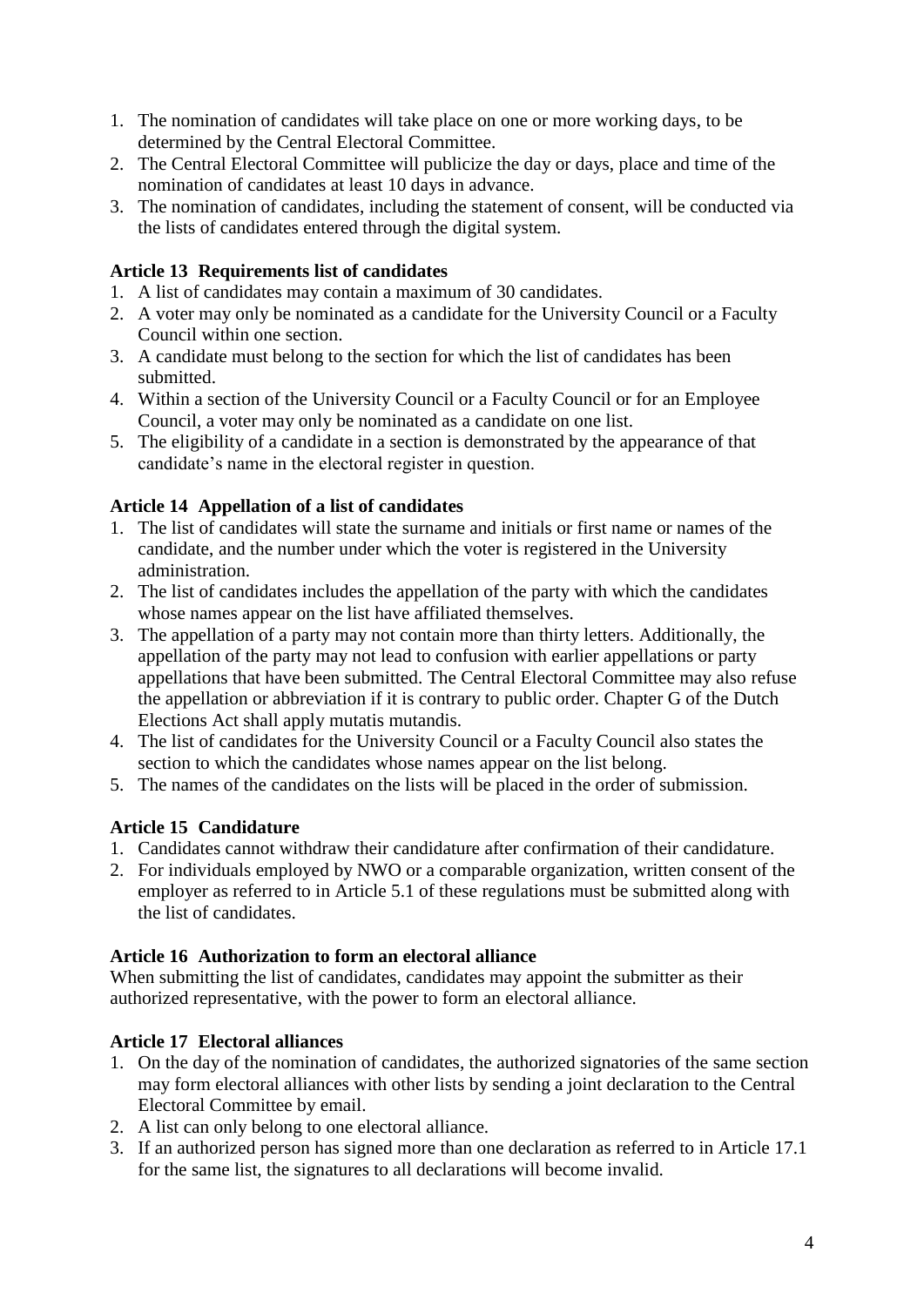1. The nomination of candidates will take place on one or more working days, to be determined by the Central Electoral Committee.
2. The Central Electoral Committee will publicize the day or days, place and time of the nomination of candidates at least 10 days in advance.
3. The nomination of candidates, including the statement of consent, will be conducted via the lists of candidates entered through the digital system.

### Article 13 Requirements list of candidates

1. A list of candidates may contain a maximum of 30 candidates.
2. A voter may only be nominated as a candidate for the University Council or a Faculty Council within one section.
3. A candidate must belong to the section for which the list of candidates has been submitted.
4. Within a section of the University Council or a Faculty Council or for an Employee Council, a voter may only be nominated as a candidate on one list.
5. The eligibility of a candidate in a section is demonstrated by the appearance of that candidate's name in the electoral register in question.

### Article 14 Appellation of a list of candidates

1. The list of candidates will state the surname and initials or first name or names of the candidate, and the number under which the voter is registered in the University administration.
2. The list of candidates includes the appellation of the party with which the candidates whose names appear on the list have affiliated themselves.
3. The appellation of a party may not contain more than thirty letters. Additionally, the appellation of the party may not lead to confusion with earlier appellations or party appellations that have been submitted. The Central Electoral Committee may also refuse the appellation or abbreviation if it is contrary to public order. Chapter G of the Dutch Elections Act shall apply mutatis mutandis.
4. The list of candidates for the University Council or a Faculty Council also states the section to which the candidates whose names appear on the list belong.
5. The names of the candidates on the lists will be placed in the order of submission.

### Article 15 Candidature

1. Candidates cannot withdraw their candidature after confirmation of their candidature.
2. For individuals employed by NWO or a comparable organization, written consent of the employer as referred to in Article 5.1 of these regulations must be submitted along with the list of candidates.

### Article 16 Authorization to form an electoral alliance

When submitting the list of candidates, candidates may appoint the submitter as their authorized representative, with the power to form an electoral alliance.

### Article 17 Electoral alliances

1. On the day of the nomination of candidates, the authorized signatories of the same section may form electoral alliances with other lists by sending a joint declaration to the Central Electoral Committee by email.
2. A list can only belong to one electoral alliance.
3. If an authorized person has signed more than one declaration as referred to in Article 17.1 for the same list, the signatures to all declarations will become invalid.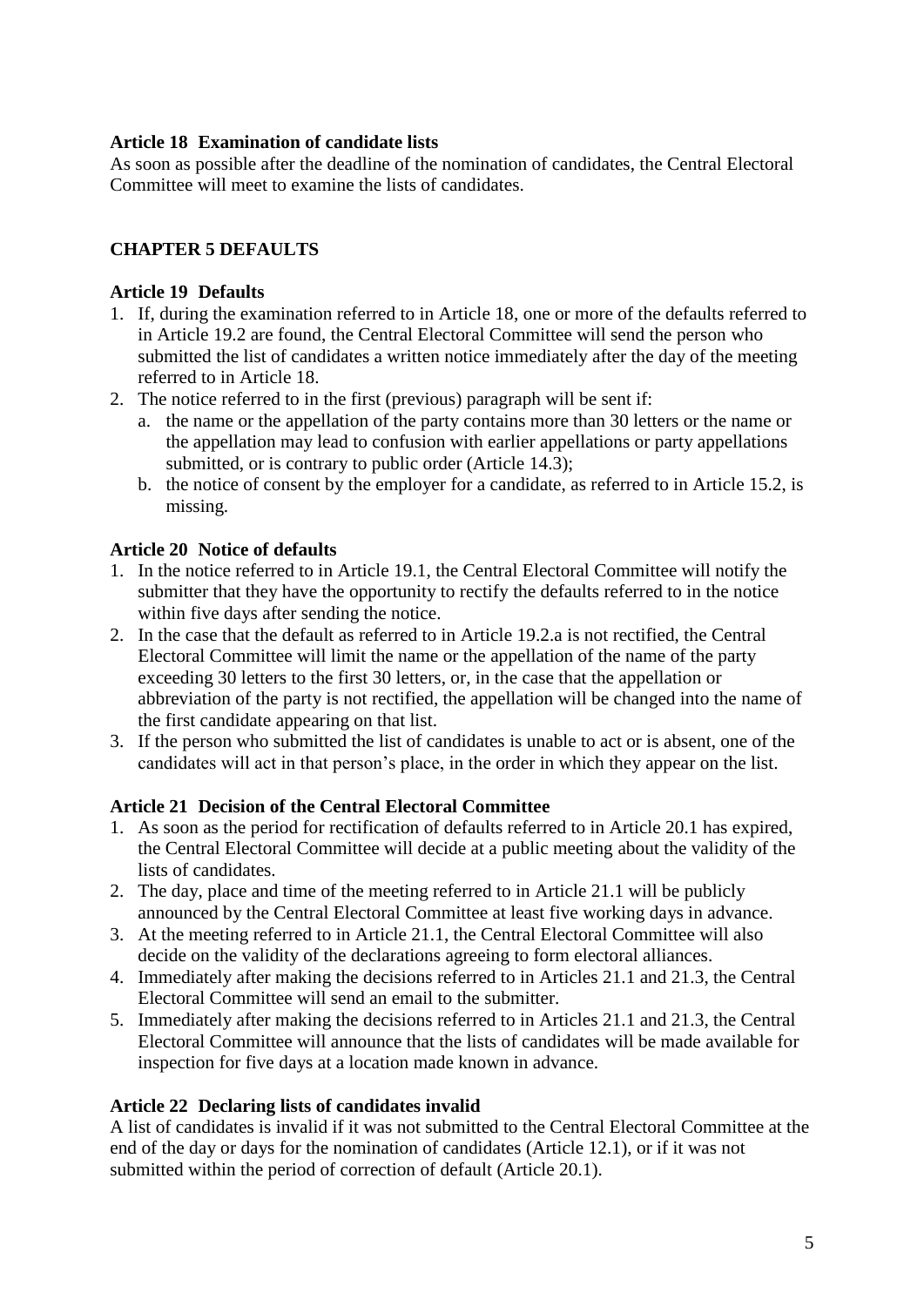### Article 18 Examination of candidate lists

As soon as possible after the deadline of the nomination of candidates, the Central Electoral Committee will meet to examine the lists of candidates.

## CHAPTER 5 DEFAULTS

### Article 19 Defaults

1. If, during the examination referred to in Article 18, one or more of the defaults referred to in Article 19.2 are found, the Central Electoral Committee will send the person who submitted the list of candidates a written notice immediately after the day of the meeting referred to in Article 18.
2. The notice referred to in the first (previous) paragraph will be sent if:
   a. the name or the appellation of the party contains more than 30 letters or the name or the appellation may lead to confusion with earlier appellations or party appellations submitted, or is contrary to public order (Article 14.3);
   b. the notice of consent by the employer for a candidate, as referred to in Article 15.2, is missing.

### Article 20 Notice of defaults

1. In the notice referred to in Article 19.1, the Central Electoral Committee will notify the submitter that they have the opportunity to rectify the defaults referred to in the notice within five days after sending the notice.
2. In the case that the default as referred to in Article 19.2.a is not rectified, the Central Electoral Committee will limit the name or the appellation of the name of the party exceeding 30 letters to the first 30 letters, or, in the case that the appellation or abbreviation of the party is not rectified, the appellation will be changed into the name of the first candidate appearing on that list.
3. If the person who submitted the list of candidates is unable to act or is absent, one of the candidates will act in that person's place, in the order in which they appear on the list.

### Article 21 Decision of the Central Electoral Committee

1. As soon as the period for rectification of defaults referred to in Article 20.1 has expired, the Central Electoral Committee will decide at a public meeting about the validity of the lists of candidates.
2. The day, place and time of the meeting referred to in Article 21.1 will be publicly announced by the Central Electoral Committee at least five working days in advance.
3. At the meeting referred to in Article 21.1, the Central Electoral Committee will also decide on the validity of the declarations agreeing to form electoral alliances.
4. Immediately after making the decisions referred to in Articles 21.1 and 21.3, the Central Electoral Committee will send an email to the submitter.
5. Immediately after making the decisions referred to in Articles 21.1 and 21.3, the Central Electoral Committee will announce that the lists of candidates will be made available for inspection for five days at a location made known in advance.

### Article 22 Declaring lists of candidates invalid

A list of candidates is invalid if it was not submitted to the Central Electoral Committee at the end of the day or days for the nomination of candidates (Article 12.1), or if it was not submitted within the period of correction of default (Article 20.1).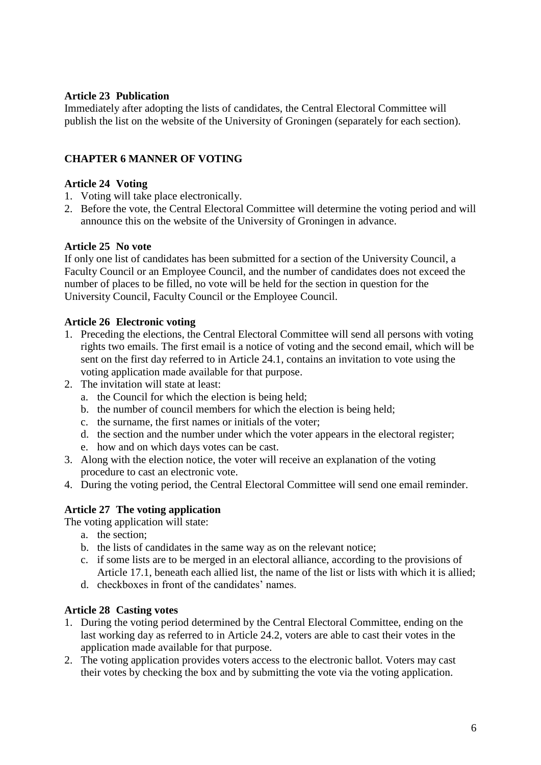**Article 23 Publication**

Immediately after adopting the lists of candidates, the Central Electoral Committee will publish the list on the website of the University of Groningen (separately for each section).

## CHAPTER 6 MANNER OF VOTING

**Article 24 Voting**

1. Voting will take place electronically.
2. Before the vote, the Central Electoral Committee will determine the voting period and will announce this on the website of the University of Groningen in advance.

**Article 25 No vote**

If only one list of candidates has been submitted for a section of the University Council, a Faculty Council or an Employee Council, and the number of candidates does not exceed the number of places to be filled, no vote will be held for the section in question for the University Council, Faculty Council or the Employee Council.

**Article 26 Electronic voting**

1. Preceding the elections, the Central Electoral Committee will send all persons with voting rights two emails. The first email is a notice of voting and the second email, which will be sent on the first day referred to in Article 24.1, contains an invitation to vote using the voting application made available for that purpose.
2. The invitation will state at least:
   a. the Council for which the election is being held;
   b. the number of council members for which the election is being held;
   c. the surname, the first names or initials of the voter;
   d. the section and the number under which the voter appears in the electoral register;
   e. how and on which days votes can be cast.
3. Along with the election notice, the voter will receive an explanation of the voting procedure to cast an electronic vote.
4. During the voting period, the Central Electoral Committee will send one email reminder.

**Article 27 The voting application**

The voting application will state:

a. the section;
b. the lists of candidates in the same way as on the relevant notice;
c. if some lists are to be merged in an electoral alliance, according to the provisions of Article 17.1, beneath each allied list, the name of the list or lists with which it is allied;
d. checkboxes in front of the candidates' names.

**Article 28 Casting votes**

1. During the voting period determined by the Central Electoral Committee, ending on the last working day as referred to in Article 24.2, voters are able to cast their votes in the application made available for that purpose.
2. The voting application provides voters access to the electronic ballot. Voters may cast their votes by checking the box and by submitting the vote via the voting application.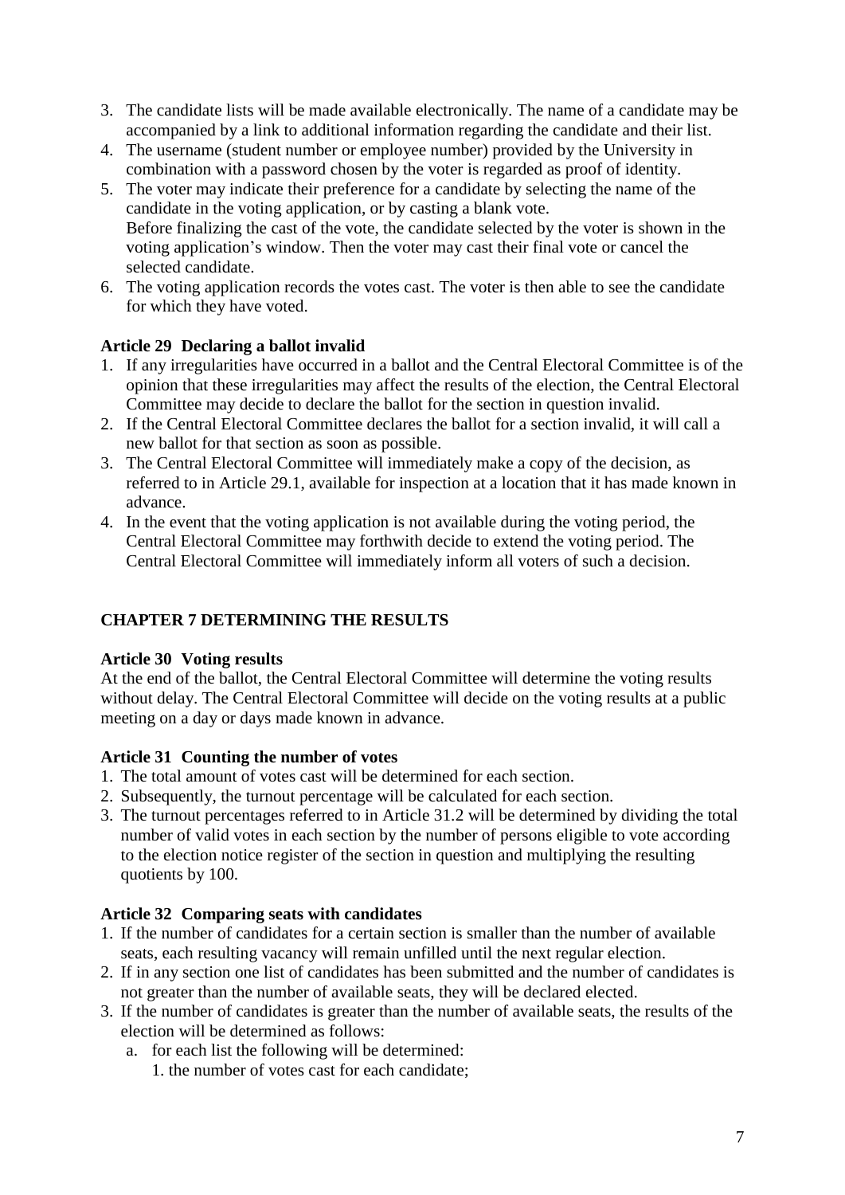3. The candidate lists will be made available electronically. The name of a candidate may be accompanied by a link to additional information regarding the candidate and their list.
4. The username (student number or employee number) provided by the University in combination with a password chosen by the voter is regarded as proof of identity.
5. The voter may indicate their preference for a candidate by selecting the name of the candidate in the voting application, or by casting a blank vote.
   Before finalizing the cast of the vote, the candidate selected by the voter is shown in the voting application's window. Then the voter may cast their final vote or cancel the selected candidate.
6. The voting application records the votes cast. The voter is then able to see the candidate for which they have voted.

**Article 29 Declaring a ballot invalid**

1. If any irregularities have occurred in a ballot and the Central Electoral Committee is of the opinion that these irregularities may affect the results of the election, the Central Electoral Committee may decide to declare the ballot for the section in question invalid.
2. If the Central Electoral Committee declares the ballot for a section invalid, it will call a new ballot for that section as soon as possible.
3. The Central Electoral Committee will immediately make a copy of the decision, as referred to in Article 29.1, available for inspection at a location that it has made known in advance.
4. In the event that the voting application is not available during the voting period, the Central Electoral Committee may forthwith decide to extend the voting period. The Central Electoral Committee will immediately inform all voters of such a decision.

## CHAPTER 7 DETERMINING THE RESULTS

**Article 30 Voting results**

At the end of the ballot, the Central Electoral Committee will determine the voting results without delay. The Central Electoral Committee will decide on the voting results at a public meeting on a day or days made known in advance.

**Article 31 Counting the number of votes**

1. The total amount of votes cast will be determined for each section.
2. Subsequently, the turnout percentage will be calculated for each section.
3. The turnout percentages referred to in Article 31.2 will be determined by dividing the total number of valid votes in each section by the number of persons eligible to vote according to the election notice register of the section in question and multiplying the resulting quotients by 100.

**Article 32 Comparing seats with candidates**

1. If the number of candidates for a certain section is smaller than the number of available seats, each resulting vacancy will remain unfilled until the next regular election.
2. If in any section one list of candidates has been submitted and the number of candidates is not greater than the number of available seats, they will be declared elected.
3. If the number of candidates is greater than the number of available seats, the results of the election will be determined as follows:
   a. for each list the following will be determined:
      1. the number of votes cast for each candidate;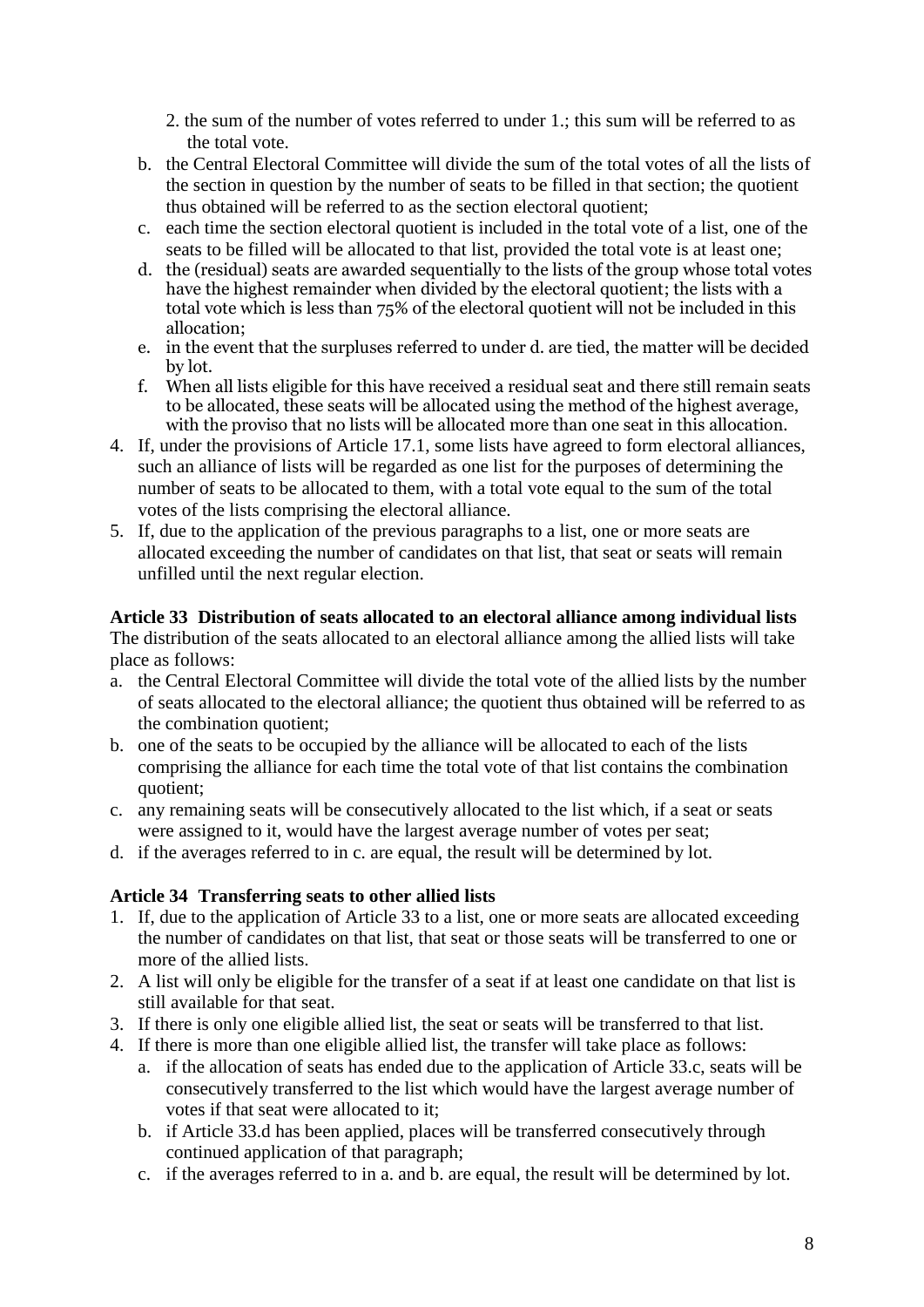2. the sum of the number of votes referred to under 1.; this sum will be referred to as the total vote.

b. the Central Electoral Committee will divide the sum of the total votes of all the lists of the section in question by the number of seats to be filled in that section; the quotient thus obtained will be referred to as the section electoral quotient;
c. each time the section electoral quotient is included in the total vote of a list, one of the seats to be filled will be allocated to that list, provided the total vote is at least one;
d. the (residual) seats are awarded sequentially to the lists of the group whose total votes have the highest remainder when divided by the electoral quotient; the lists with a total vote which is less than 75% of the electoral quotient will not be included in this allocation;
e. in the event that the surpluses referred to under d. are tied, the matter will be decided by lot.
f. When all lists eligible for this have received a residual seat and there still remain seats to be allocated, these seats will be allocated using the method of the highest average, with the proviso that no lists will be allocated more than one seat in this allocation.

4. If, under the provisions of Article 17.1, some lists have agreed to form electoral alliances, such an alliance of lists will be regarded as one list for the purposes of determining the number of seats to be allocated to them, with a total vote equal to the sum of the total votes of the lists comprising the electoral alliance.
5. If, due to the application of the previous paragraphs to a list, one or more seats are allocated exceeding the number of candidates on that list, that seat or seats will remain unfilled until the next regular election.

**Article 33 Distribution of seats allocated to an electoral alliance among individual lists**

The distribution of the seats allocated to an electoral alliance among the allied lists will take place as follows:

a. the Central Electoral Committee will divide the total vote of the allied lists by the number of seats allocated to the electoral alliance; the quotient thus obtained will be referred to as the combination quotient;
b. one of the seats to be occupied by the alliance will be allocated to each of the lists comprising the alliance for each time the total vote of that list contains the combination quotient;
c. any remaining seats will be consecutively allocated to the list which, if a seat or seats were assigned to it, would have the largest average number of votes per seat;
d. if the averages referred to in c. are equal, the result will be determined by lot.

**Article 34 Transferring seats to other allied lists**

1. If, due to the application of Article 33 to a list, one or more seats are allocated exceeding the number of candidates on that list, that seat or those seats will be transferred to one or more of the allied lists.
2. A list will only be eligible for the transfer of a seat if at least one candidate on that list is still available for that seat.
3. If there is only one eligible allied list, the seat or seats will be transferred to that list.
4. If there is more than one eligible allied list, the transfer will take place as follows:
   a. if the allocation of seats has ended due to the application of Article 33.c, seats will be consecutively transferred to the list which would have the largest average number of votes if that seat were allocated to it;
   b. if Article 33.d has been applied, places will be transferred consecutively through continued application of that paragraph;
   c. if the averages referred to in a. and b. are equal, the result will be determined by lot.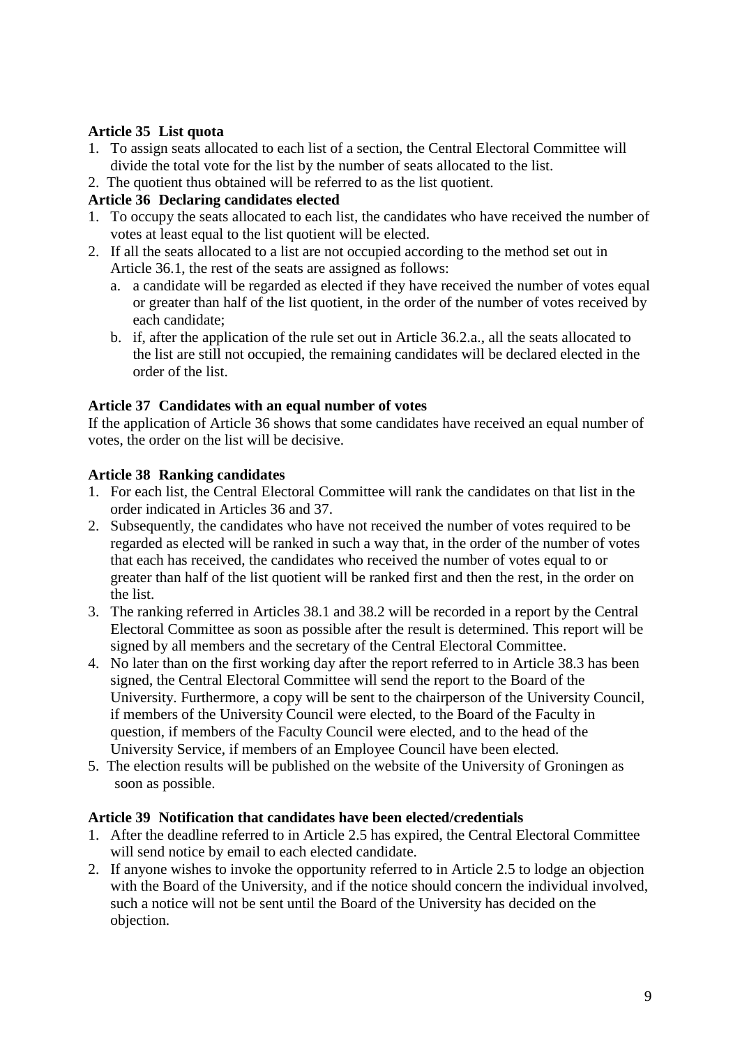**Article 35 List quota**

1. To assign seats allocated to each list of a section, the Central Electoral Committee will divide the total vote for the list by the number of seats allocated to the list.
2. The quotient thus obtained will be referred to as the list quotient.

**Article 36 Declaring candidates elected**

1. To occupy the seats allocated to each list, the candidates who have received the number of votes at least equal to the list quotient will be elected.
2. If all the seats allocated to a list are not occupied according to the method set out in Article 36.1, the rest of the seats are assigned as follows:
   a. a candidate will be regarded as elected if they have received the number of votes equal or greater than half of the list quotient, in the order of the number of votes received by each candidate;
   b. if, after the application of the rule set out in Article 36.2.a., all the seats allocated to the list are still not occupied, the remaining candidates will be declared elected in the order of the list.

**Article 37 Candidates with an equal number of votes**

If the application of Article 36 shows that some candidates have received an equal number of votes, the order on the list will be decisive.

**Article 38 Ranking candidates**

1. For each list, the Central Electoral Committee will rank the candidates on that list in the order indicated in Articles 36 and 37.
2. Subsequently, the candidates who have not received the number of votes required to be regarded as elected will be ranked in such a way that, in the order of the number of votes that each has received, the candidates who received the number of votes equal to or greater than half of the list quotient will be ranked first and then the rest, in the order on the list.
3. The ranking referred in Articles 38.1 and 38.2 will be recorded in a report by the Central Electoral Committee as soon as possible after the result is determined. This report will be signed by all members and the secretary of the Central Electoral Committee.
4. No later than on the first working day after the report referred to in Article 38.3 has been signed, the Central Electoral Committee will send the report to the Board of the University. Furthermore, a copy will be sent to the chairperson of the University Council, if members of the University Council were elected, to the Board of the Faculty in question, if members of the Faculty Council were elected, and to the head of the University Service, if members of an Employee Council have been elected.
5. The election results will be published on the website of the University of Groningen as soon as possible.

**Article 39 Notification that candidates have been elected/credentials**

1. After the deadline referred to in Article 2.5 has expired, the Central Electoral Committee will send notice by email to each elected candidate.
2. If anyone wishes to invoke the opportunity referred to in Article 2.5 to lodge an objection with the Board of the University, and if the notice should concern the individual involved, such a notice will not be sent until the Board of the University has decided on the objection.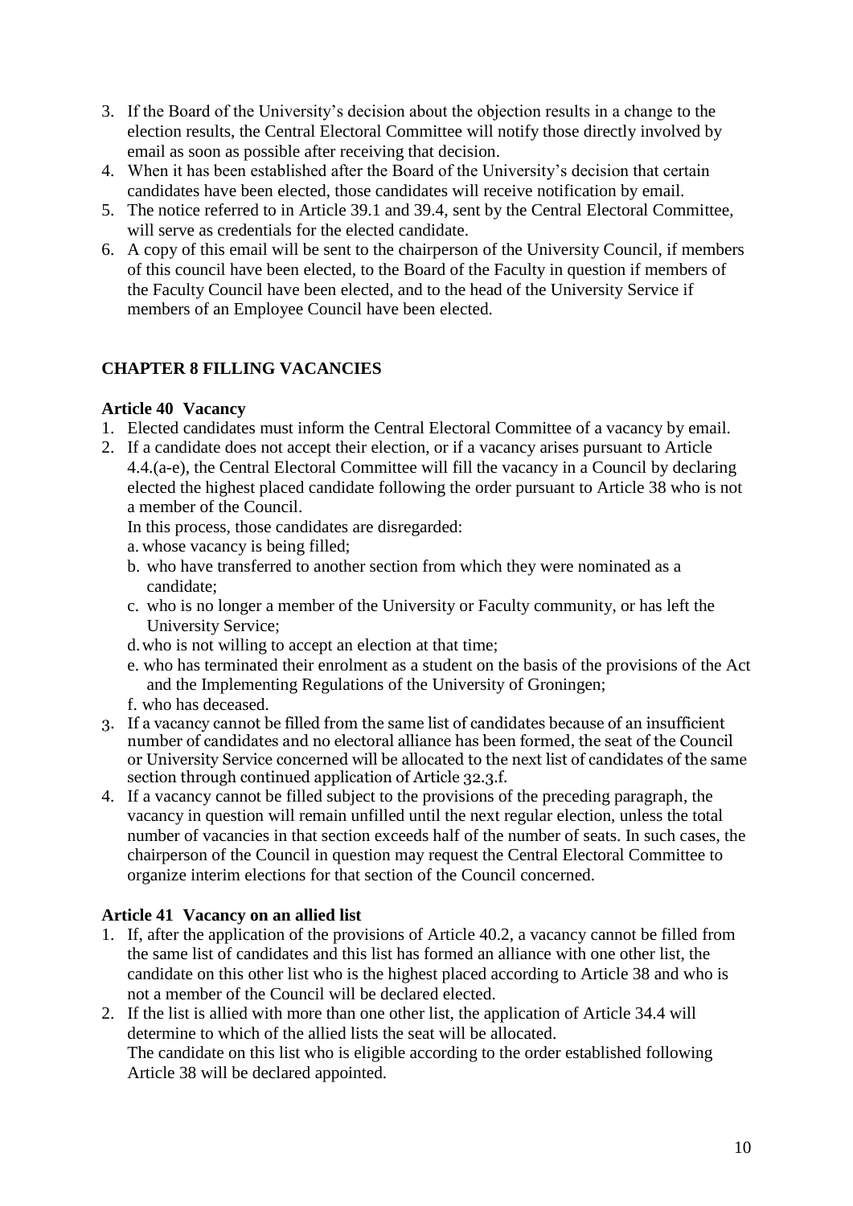3. If the Board of the University's decision about the objection results in a change to the election results, the Central Electoral Committee will notify those directly involved by email as soon as possible after receiving that decision.
4. When it has been established after the Board of the University's decision that certain candidates have been elected, those candidates will receive notification by email.
5. The notice referred to in Article 39.1 and 39.4, sent by the Central Electoral Committee, will serve as credentials for the elected candidate.
6. A copy of this email will be sent to the chairperson of the University Council, if members of this council have been elected, to the Board of the Faculty in question if members of the Faculty Council have been elected, and to the head of the University Service if members of an Employee Council have been elected.

## CHAPTER 8 FILLING VACANCIES

### Article 40 Vacancy

1. Elected candidates must inform the Central Electoral Committee of a vacancy by email.
2. If a candidate does not accept their election, or if a vacancy arises pursuant to Article 4.4.(a-e), the Central Electoral Committee will fill the vacancy in a Council by declaring elected the highest placed candidate following the order pursuant to Article 38 who is not a member of the Council.

   In this process, those candidates are disregarded:

   a. whose vacancy is being filled;
   b. who have transferred to another section from which they were nominated as a candidate;
   c. who is no longer a member of the University or Faculty community, or has left the University Service;
   d. who is not willing to accept an election at that time;
   e. who has terminated their enrolment as a student on the basis of the provisions of the Act and the Implementing Regulations of the University of Groningen;
   f. who has deceased.
3. If a vacancy cannot be filled from the same list of candidates because of an insufficient number of candidates and no electoral alliance has been formed, the seat of the Council or University Service concerned will be allocated to the next list of candidates of the same section through continued application of Article 32.3.f.
4. If a vacancy cannot be filled subject to the provisions of the preceding paragraph, the vacancy in question will remain unfilled until the next regular election, unless the total number of vacancies in that section exceeds half of the number of seats. In such cases, the chairperson of the Council in question may request the Central Electoral Committee to organize interim elections for that section of the Council concerned.

### Article 41 Vacancy on an allied list

1. If, after the application of the provisions of Article 40.2, a vacancy cannot be filled from the same list of candidates and this list has formed an alliance with one other list, the candidate on this other list who is the highest placed according to Article 38 and who is not a member of the Council will be declared elected.
2. If the list is allied with more than one other list, the application of Article 34.4 will determine to which of the allied lists the seat will be allocated.

   The candidate on this list who is eligible according to the order established following Article 38 will be declared appointed.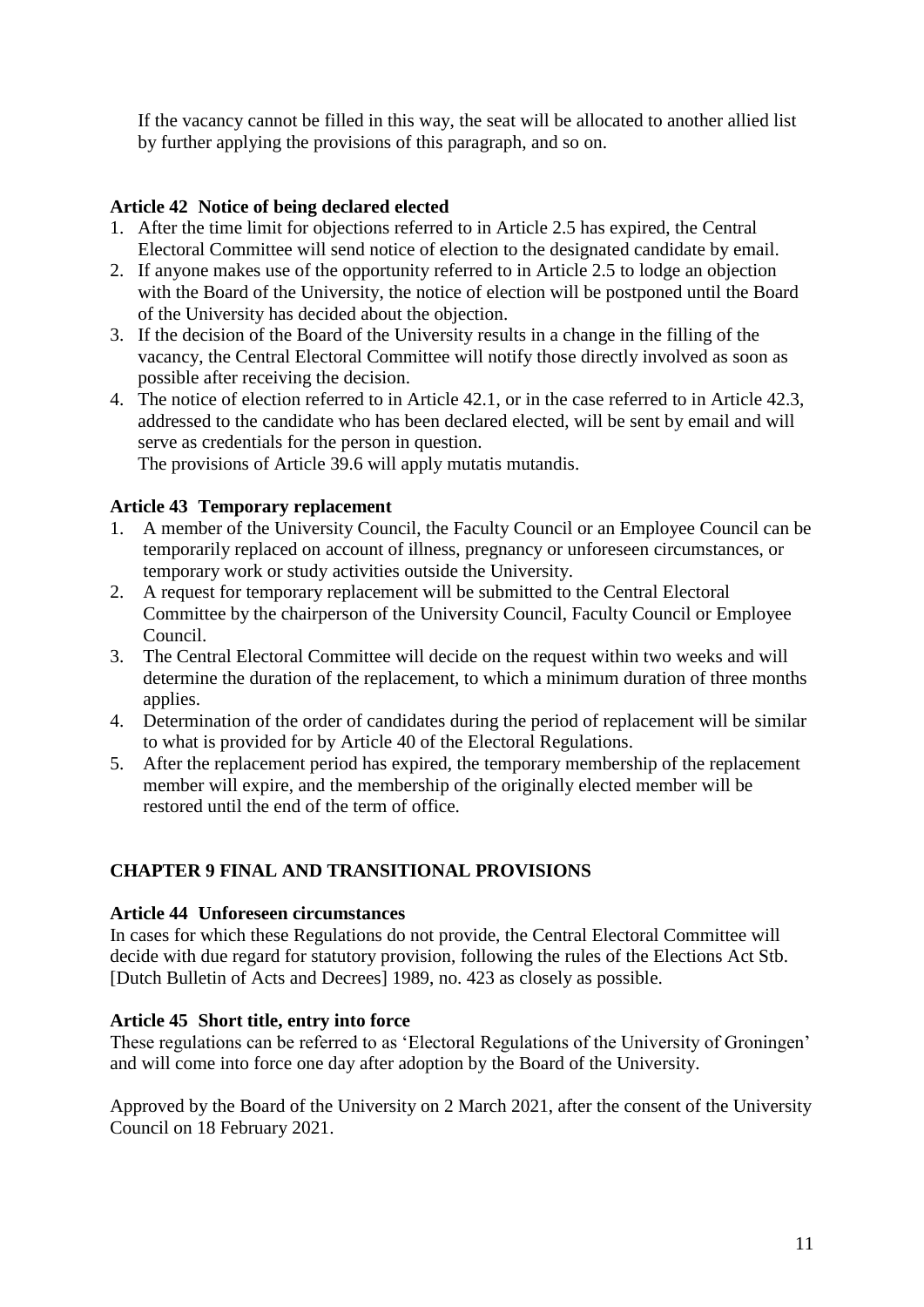If the vacancy cannot be filled in this way, the seat will be allocated to another allied list by further applying the provisions of this paragraph, and so on.

### Article 42 Notice of being declared elected

1. After the time limit for objections referred to in Article 2.5 has expired, the Central Electoral Committee will send notice of election to the designated candidate by email.
2. If anyone makes use of the opportunity referred to in Article 2.5 to lodge an objection with the Board of the University, the notice of election will be postponed until the Board of the University has decided about the objection.
3. If the decision of the Board of the University results in a change in the filling of the vacancy, the Central Electoral Committee will notify those directly involved as soon as possible after receiving the decision.
4. The notice of election referred to in Article 42.1, or in the case referred to in Article 42.3, addressed to the candidate who has been declared elected, will be sent by email and will serve as credentials for the person in question.
   The provisions of Article 39.6 will apply mutatis mutandis.

### Article 43 Temporary replacement

1. A member of the University Council, the Faculty Council or an Employee Council can be temporarily replaced on account of illness, pregnancy or unforeseen circumstances, or temporary work or study activities outside the University.
2. A request for temporary replacement will be submitted to the Central Electoral Committee by the chairperson of the University Council, Faculty Council or Employee Council.
3. The Central Electoral Committee will decide on the request within two weeks and will determine the duration of the replacement, to which a minimum duration of three months applies.
4. Determination of the order of candidates during the period of replacement will be similar to what is provided for by Article 40 of the Electoral Regulations.
5. After the replacement period has expired, the temporary membership of the replacement member will expire, and the membership of the originally elected member will be restored until the end of the term of office.

## CHAPTER 9 FINAL AND TRANSITIONAL PROVISIONS

### Article 44 Unforeseen circumstances

In cases for which these Regulations do not provide, the Central Electoral Committee will decide with due regard for statutory provision, following the rules of the Elections Act Stb. [Dutch Bulletin of Acts and Decrees] 1989, no. 423 as closely as possible.

### Article 45 Short title, entry into force

These regulations can be referred to as 'Electoral Regulations of the University of Groningen' and will come into force one day after adoption by the Board of the University.

Approved by the Board of the University on 2 March 2021, after the consent of the University Council on 18 February 2021.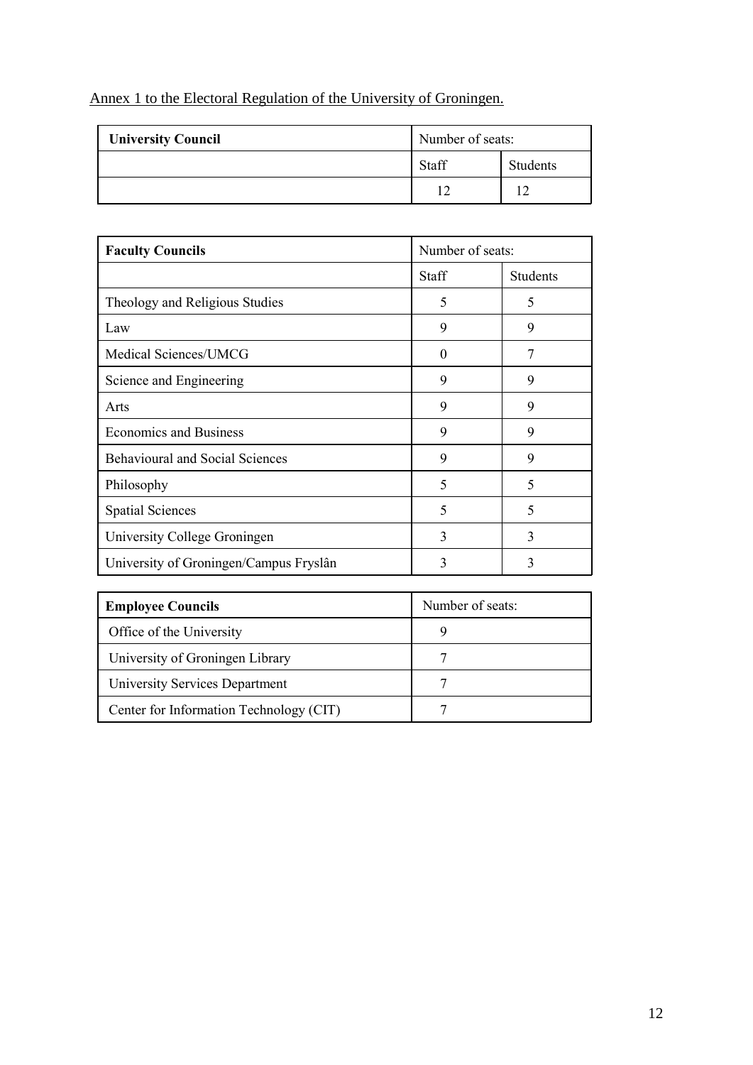Annex 1 to the Electoral Regulation of the University of Groningen.

| **University Council** | Number of seats: | |
|---|---|---|
| | Staff | Students |
| | 12 | 12 |

| **Faculty Councils** | Number of seats: | |
|---|---|---|
| | Staff | Students |
| Theology and Religious Studies | 5 | 5 |
| Law | 9 | 9 |
| Medical Sciences/UMCG | 0 | 7 |
| Science and Engineering | 9 | 9 |
| Arts | 9 | 9 |
| Economics and Business | 9 | 9 |
| Behavioural and Social Sciences | 9 | 9 |
| Philosophy | 5 | 5 |
| Spatial Sciences | 5 | 5 |
| University College Groningen | 3 | 3 |
| University of Groningen/Campus Fryslân | 3 | 3 |

| **Employee Councils** | Number of seats: |
|---|---|
| Office of the University | 9 |
| University of Groningen Library | 7 |
| University Services Department | 7 |
| Center for Information Technology (CIT) | 7 |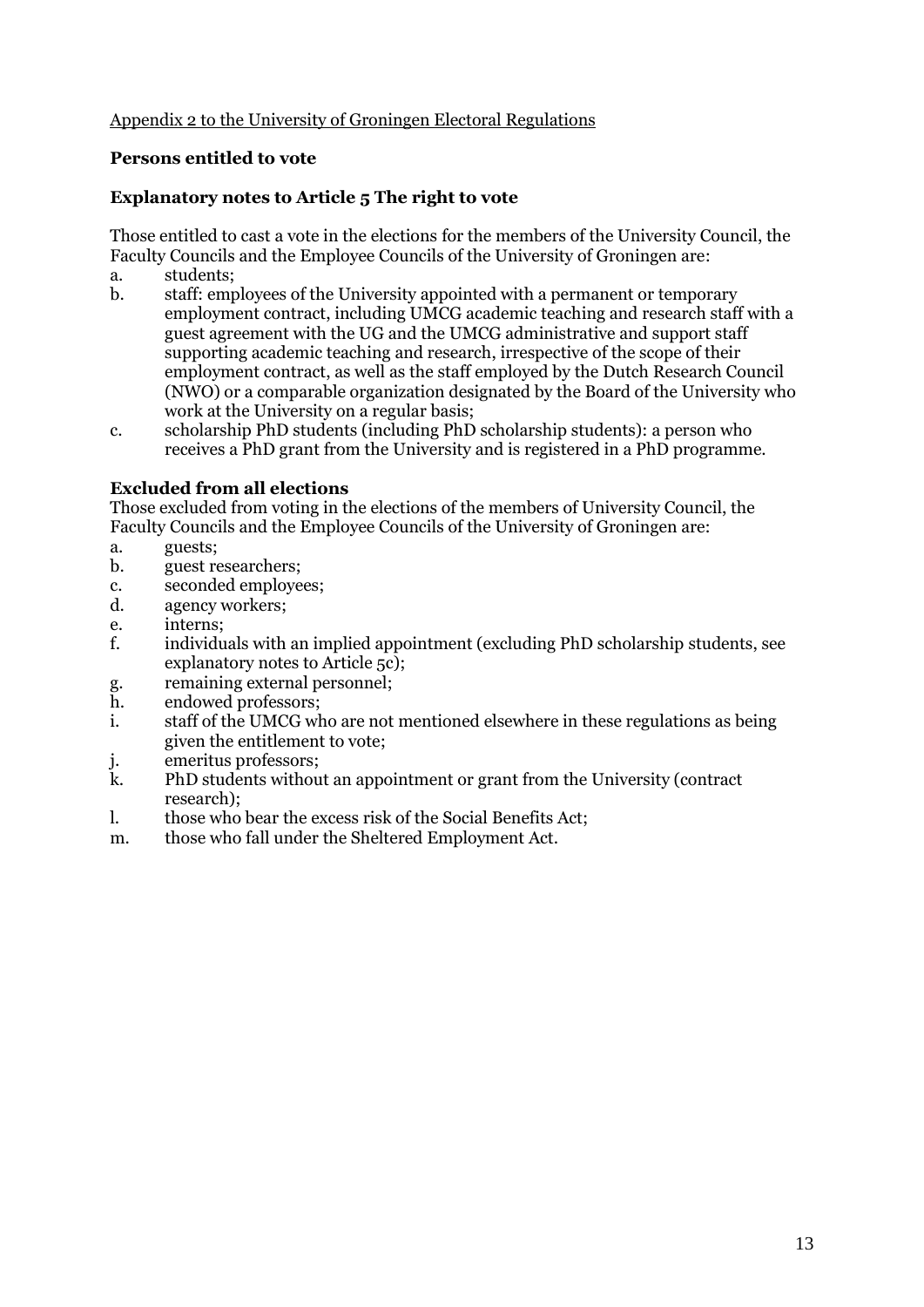Appendix 2 to the University of Groningen Electoral Regulations

**Persons entitled to vote**

**Explanatory notes to Article 5 The right to vote**

Those entitled to cast a vote in the elections for the members of the University Council, the Faculty Councils and the Employee Councils of the University of Groningen are:

a. students;
b. staff: employees of the University appointed with a permanent or temporary employment contract, including UMCG academic teaching and research staff with a guest agreement with the UG and the UMCG administrative and support staff supporting academic teaching and research, irrespective of the scope of their employment contract, as well as the staff employed by the Dutch Research Council (NWO) or a comparable organization designated by the Board of the University who work at the University on a regular basis;
c. scholarship PhD students (including PhD scholarship students): a person who receives a PhD grant from the University and is registered in a PhD programme.

**Excluded from all elections**

Those excluded from voting in the elections of the members of University Council, the Faculty Councils and the Employee Councils of the University of Groningen are:

a. guests;
b. guest researchers;
c. seconded employees;
d. agency workers;
e. interns;
f. individuals with an implied appointment (excluding PhD scholarship students, see explanatory notes to Article 5c);
g. remaining external personnel;
h. endowed professors;
i. staff of the UMCG who are not mentioned elsewhere in these regulations as being given the entitlement to vote;
j. emeritus professors;
k. PhD students without an appointment or grant from the University (contract research);
l. those who bear the excess risk of the Social Benefits Act;
m. those who fall under the Sheltered Employment Act.